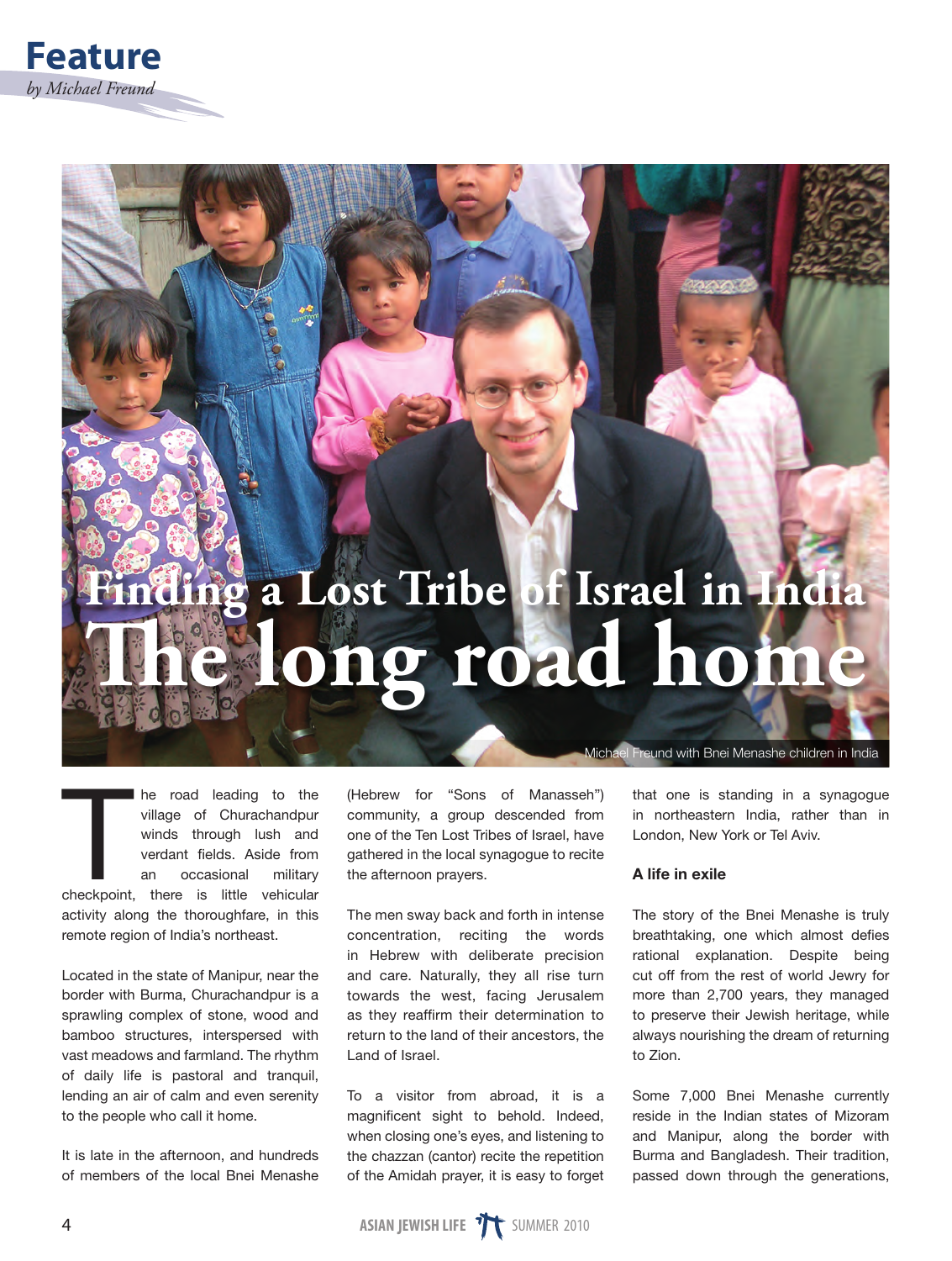Feature

*by Michael Freund*

# Finding a Lost Tribe of Israel in India

# The long road home

Michael Freund with Bnei Menashe children in India

The road leading to the village of Churachandpur winds through lush and verdant fields. Aside from an occasional military checkpoint, there is little vehicular activity along the thoroughfare, in this remote region of India's northeast.

Located in the state of Manipur, near the border with Burma, Churachandpur is a sprawling complex of stone, wood and bamboo structures, interspersed with vast meadows and farmland. The rhythm of daily life is pastoral and tranquil, lending an air of calm and even serenity to the people who call it home.

It is late in the afternoon, and hundreds of members of the local Bnei Menashe (Hebrew for "Sons of Manasseh") community, a group descended from one of the Ten Lost Tribes of Israel, have gathered in the local synagogue to recite the afternoon prayers.

The men sway back and forth in intense concentration, reciting the words in Hebrew with deliberate precision and care. Naturally, they all rise turn towards the west, facing Jerusalem as they reaffirm their determination to return to the land of their ancestors, the Land of Israel.

To a visitor from abroad, it is a magnificent sight to behold. Indeed, when closing one's eyes, and listening to the chazzan (cantor) recite the repetition of the Amidah prayer, it is easy to forget that one is standing in a synagogue in northeastern India, rather than in London, New York or Tel Aviv.

### A life in exile

The story of the Bnei Menashe is truly breathtaking, one which almost defies rational explanation. Despite being cut off from the rest of world Jewry for more than 2,700 years, they managed to preserve their Jewish heritage, while always nourishing the dream of returning to Zion.

Some 7,000 Bnei Menashe currently reside in the Indian states of Mizoram and Manipur, along the border with Burma and Bangladesh. Their tradition, passed down through the generations,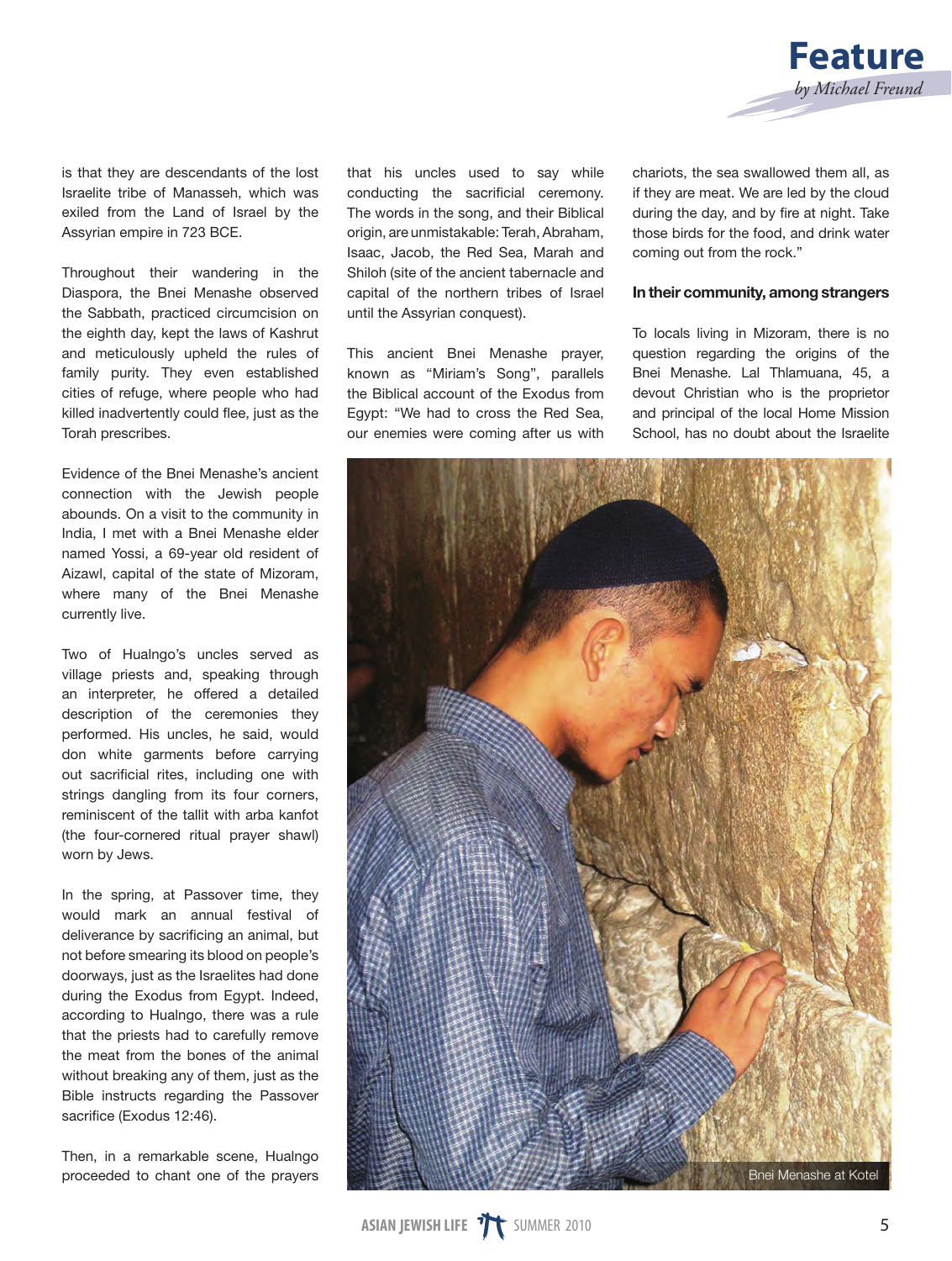is that they are descendants of the lost Israelite tribe of Manasseh, which was exiled from the Land of Israel by the Assyrian empire in 723 BCE.

Throughout their wandering in the Diaspora, the Bnei Menashe observed the Sabbath, practiced circumcision on the eighth day, kept the laws of Kashrut and meticulously upheld the rules of family purity. They even established cities of refuge, where people who had killed inadvertently could flee, just as the Torah prescribes.

Evidence of the Bnei Menashe's ancient connection with the Jewish people abounds. On a visit to the community in India, I met with a Bnei Menashe elder named Yossi, a 69-year old resident of Aizawl, capital of the state of Mizoram, where many of the Bnei Menashe currently live.

Two of Hualngo's uncles served as village priests and, speaking through an interpreter, he offered a detailed description of the ceremonies they performed. His uncles, he said, would don white garments before carrying out sacrificial rites, including one with strings dangling from its four corners, reminiscent of the tallit with arba kanfot (the four-cornered ritual prayer shawl) worn by Jews.

In the spring, at Passover time, they would mark an annual festival of deliverance by sacrificing an animal, but not before smearing its blood on people's doorways, just as the Israelites had done during the Exodus from Egypt. Indeed, according to Hualngo, there was a rule that the priests had to carefully remove the meat from the bones of the animal without breaking any of them, just as the Bible instructs regarding the Passover sacrifice (Exodus 12:46).

Then, in a remarkable scene, Hualngo proceeded to chant one of the prayers that his uncles used to say while conducting the sacrificial ceremony. The words in the song, and their Biblical origin, are unmistakable: Terah, Abraham, Isaac, Jacob, the Red Sea, Marah and Shiloh (site of the ancient tabernacle and capital of the northern tribes of Israel until the Assyrian conquest).

This ancient Bnei Menashe prayer, known as "Miriam's Song", parallels the Biblical account of the Exodus from Egypt: "We had to cross the Red Sea, our enemies were coming after us with chariots, the sea swallowed them all, as if they are meat. We are led by the cloud during the day, and by fire at night. Take those birds for the food, and drink water coming out from the rock."

**In their community, among strangers**

To locals living in Mizoram, there is no question regarding the origins of the Bnei Menashe. Lal Thlamuana, 45, a devout Christian who is the proprietor and principal of the local Home Mission School, has no doubt about the Israelite

Bnei Menashe at Kotel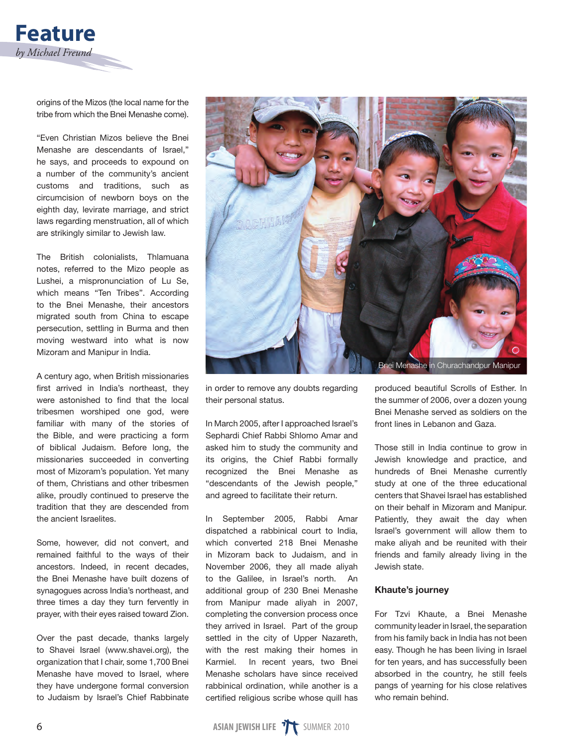origins of the Mizos (the local name for the tribe from which the Bnei Menashe come).

"Even Christian Mizos believe the Bnei Menashe are descendants of Israel," he says, and proceeds to expound on a number of the community's ancient customs and traditions, such as circumcision of newborn boys on the eighth day, levirate marriage, and strict laws regarding menstruation, all of which are strikingly similar to Jewish law.

The British colonialists, Thlamuana notes, referred to the Mizo people as Lushei, a mispronunciation of Lu Se, which means "Ten Tribes". According to the Bnei Menashe, their ancestors migrated south from China to escape persecution, settling in Burma and then moving westward into what is now Mizoram and Manipur in India.

A century ago, when British missionaries first arrived in India's northeast, they were astonished to find that the local tribesmen worshiped one god, were familiar with many of the stories of the Bible, and were practicing a form of biblical Judaism. Before long, the missionaries succeeded in converting most of Mizoram's population. Yet many of them, Christians and other tribesmen alike, proudly continued to preserve the tradition that they are descended from the ancient Israelites.

Some, however, did not convert, and remained faithful to the ways of their ancestors. Indeed, in recent decades, the Bnei Menashe have built dozens of synagogues across India's northeast, and three times a day they turn fervently in prayer, with their eyes raised toward Zion.

Over the past decade, thanks largely to Shavei Israel (www.shavei.org), the organization that I chair, some 1,700 Bnei Menashe have moved to Israel, where they have undergone formal conversion to Judaism by Israel's Chief Rabbinate in order to remove any doubts regarding their personal status.

Bnei Menashe in Churachandpur Manipur

In March 2005, after I approached Israel's Sephardi Chief Rabbi Shlomo Amar and asked him to study the community and its origins, the Chief Rabbi formally recognized the Bnei Menashe as "descendants of the Jewish people," and agreed to facilitate their return.

In September 2005, Rabbi Amar dispatched a rabbinical court to India, which converted 218 Bnei Menashe in Mizoram back to Judaism, and in November 2006, they all made aliyah to the Galilee, in Israel's north. An additional group of 230 Bnei Menashe from Manipur made aliyah in 2007, completing the conversion process once they arrived in Israel. Part of the group settled in the city of Upper Nazareth, with the rest making their homes in Karmiel. In recent years, two Bnei Menashe scholars have since received rabbinical ordination, while another is a certified religious scribe whose quill has produced beautiful Scrolls of Esther. In the summer of 2006, over a dozen young Bnei Menashe served as soldiers on the front lines in Lebanon and Gaza.

Those still in India continue to grow in Jewish knowledge and practice, and hundreds of Bnei Menashe currently study at one of the three educational centers that Shavei Israel has established on their behalf in Mizoram and Manipur. Patiently, they await the day when Israel's government will allow them to make aliyah and be reunited with their friends and family already living in the Jewish state.

### Khaute's journey

For Tzvi Khaute, a Bnei Menashe community leader in Israel, the separation from his family back in India has not been easy. Though he has been living in Israel for ten years, and has successfully been absorbed in the country, he still feels pangs of yearning for his close relatives who remain behind.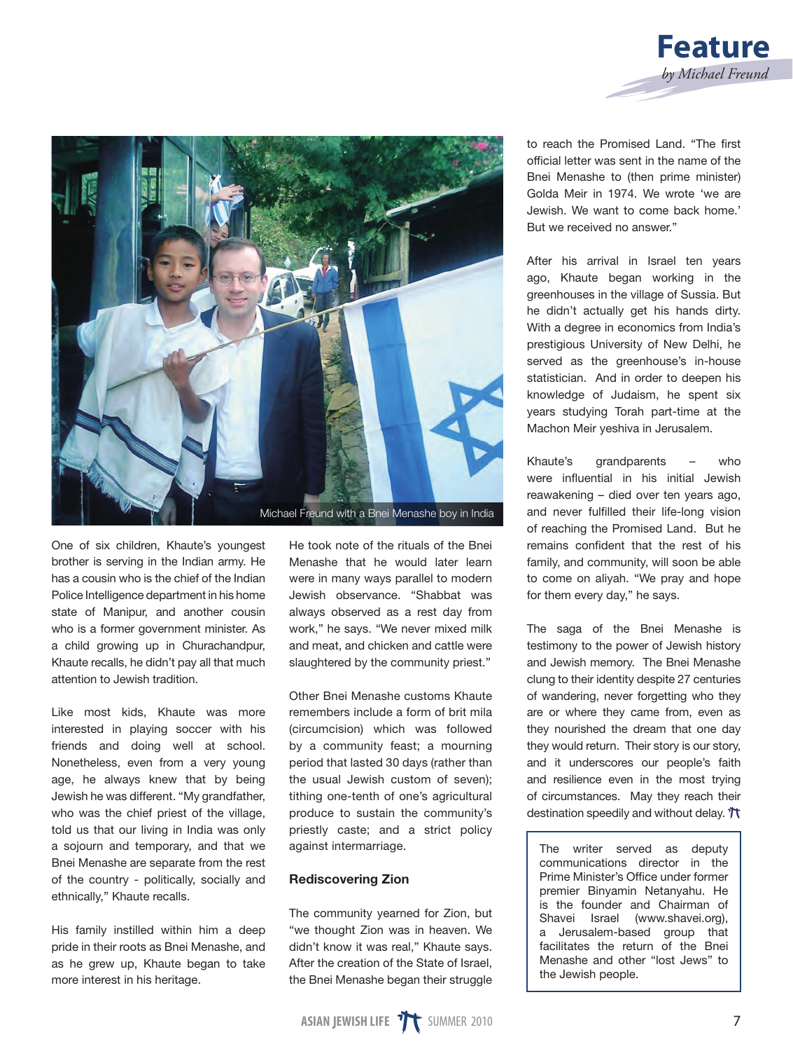# Feature

*by Michael Freund*

Michael Freund with a Bnei Menashe boy in India

One of six children, Khaute's youngest brother is serving in the Indian army. He has a cousin who is the chief of the Indian Police Intelligence department in his home state of Manipur, and another cousin who is a former government minister. As a child growing up in Churachandpur, Khaute recalls, he didn't pay all that much attention to Jewish tradition.

Like most kids, Khaute was more interested in playing soccer with his friends and doing well at school. Nonetheless, even from a very young age, he always knew that by being Jewish he was different. "My grandfather, who was the chief priest of the village, told us that our living in India was only a sojourn and temporary, and that we Bnei Menashe are separate from the rest of the country - politically, socially and ethnically," Khaute recalls.

His family instilled within him a deep pride in their roots as Bnei Menashe, and as he grew up, Khaute began to take more interest in his heritage.

He took note of the rituals of the Bnei Menashe that he would later learn were in many ways parallel to modern Jewish observance. "Shabbat was always observed as a rest day from work," he says. "We never mixed milk and meat, and chicken and cattle were slaughtered by the community priest."

Other Bnei Menashe customs Khaute remembers include a form of brit mila (circumcision) which was followed by a community feast; a mourning period that lasted 30 days (rather than the usual Jewish custom of seven); tithing one-tenth of one's agricultural produce to sustain the community's priestly caste; and a strict policy against intermarriage.

## Rediscovering Zion

The community yearned for Zion, but "we thought Zion was in heaven. We didn't know it was real," Khaute says. After the creation of the State of Israel, the Bnei Menashe began their struggle to reach the Promised Land. "The first official letter was sent in the name of the Bnei Menashe to (then prime minister) Golda Meir in 1974. We wrote 'we are Jewish. We want to come back home.' But we received no answer."

After his arrival in Israel ten years ago, Khaute began working in the greenhouses in the village of Sussia. But he didn't actually get his hands dirty. With a degree in economics from India's prestigious University of New Delhi, he served as the greenhouse's in-house statistician. And in order to deepen his knowledge of Judaism, he spent six years studying Torah part-time at the Machon Meir yeshiva in Jerusalem.

Khaute's grandparents – who were influential in his initial Jewish reawakening – died over ten years ago, and never fulfilled their life-long vision of reaching the Promised Land. But he remains confident that the rest of his family, and community, will soon be able to come on aliyah. "We pray and hope for them every day," he says.

The saga of the Bnei Menashe is testimony to the power of Jewish history and Jewish memory. The Bnei Menashe clung to their identity despite 27 centuries of wandering, never forgetting who they are or where they came from, even as they nourished the dream that one day they would return. Their story is our story, and it underscores our people's faith and resilience even in the most trying of circumstances. May they reach their destination speedily and without delay.

The writer served as deputy communications director in the Prime Minister's Office under former premier Binyamin Netanyahu. He is the founder and Chairman of Shavei Israel (www.shavei.org), a Jerusalem-based group that facilitates the return of the Bnei Menashe and other "lost Jews" to the Jewish people.